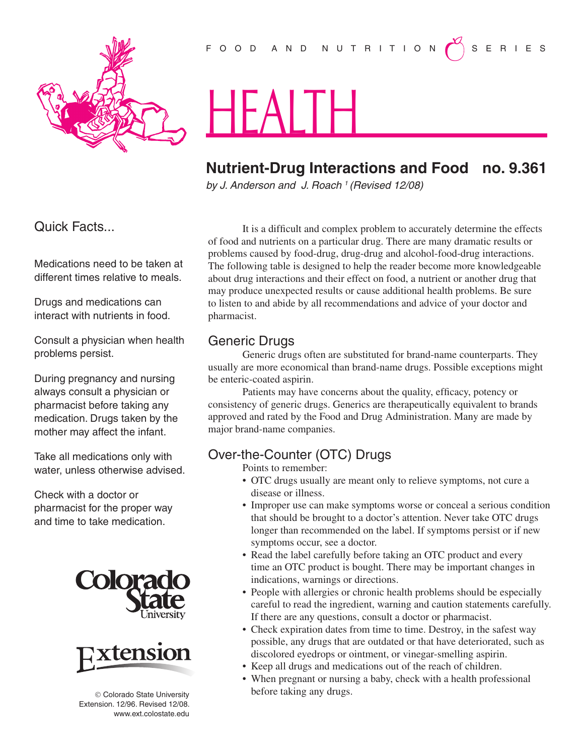FOOD AND NUTRITION SERIES

# HEALTH

## Nutrient-Drug Interactions and Food no. 9.361

*by J. Anderson and J. Roach [1] (Revised 12/08)*

### Quick Facts...

Medications need to be taken at different times relative to meals.

Drugs and medications can interact with nutrients in food.

Consult a physician when health problems persist.

During pregnancy and nursing always consult a physician or pharmacist before taking any medication. Drugs taken by the mother may affect the infant.

Take all medications only with water, unless otherwise advised.

Check with a doctor or pharmacist for the proper way and time to take medication.

© Colorado State University Extension. 12/96. Revised 12/08. www.ext.colostate.edu

It is a difficult and complex problem to accurately determine the effects of food and nutrients on a particular drug. There are many dramatic results or problems caused by food-drug, drug-drug and alcohol-food-drug interactions. The following table is designed to help the reader become more knowledgeable about drug interactions and their effect on food, a nutrient or another drug that may produce unexpected results or cause additional health problems. Be sure to listen to and abide by all recommendations and advice of your doctor and pharmacist.

## Generic Drugs

Generic drugs often are substituted for brand-name counterparts. They usually are more economical than brand-name drugs. Possible exceptions might be enteric-coated aspirin.

Patients may have concerns about the quality, efficacy, potency or consistency of generic drugs. Generics are therapeutically equivalent to brands approved and rated by the Food and Drug Administration. Many are made by major brand-name companies.

## Over-the-Counter (OTC) Drugs

Points to remember:

- OTC drugs usually are meant only to relieve symptoms, not cure a disease or illness.
- Improper use can make symptoms worse or conceal a serious condition that should be brought to a doctor's attention. Never take OTC drugs longer than recommended on the label. If symptoms persist or if new symptoms occur, see a doctor.
- Read the label carefully before taking an OTC product and every time an OTC product is bought. There may be important changes in indications, warnings or directions.
- People with allergies or chronic health problems should be especially careful to read the ingredient, warning and caution statements carefully. If there are any questions, consult a doctor or pharmacist.
- Check expiration dates from time to time. Destroy, in the safest way possible, any drugs that are outdated or that have deteriorated, such as discolored eyedrops or ointment, or vinegar-smelling aspirin.
- Keep all drugs and medications out of the reach of children.
- When pregnant or nursing a baby, check with a health professional before taking any drugs.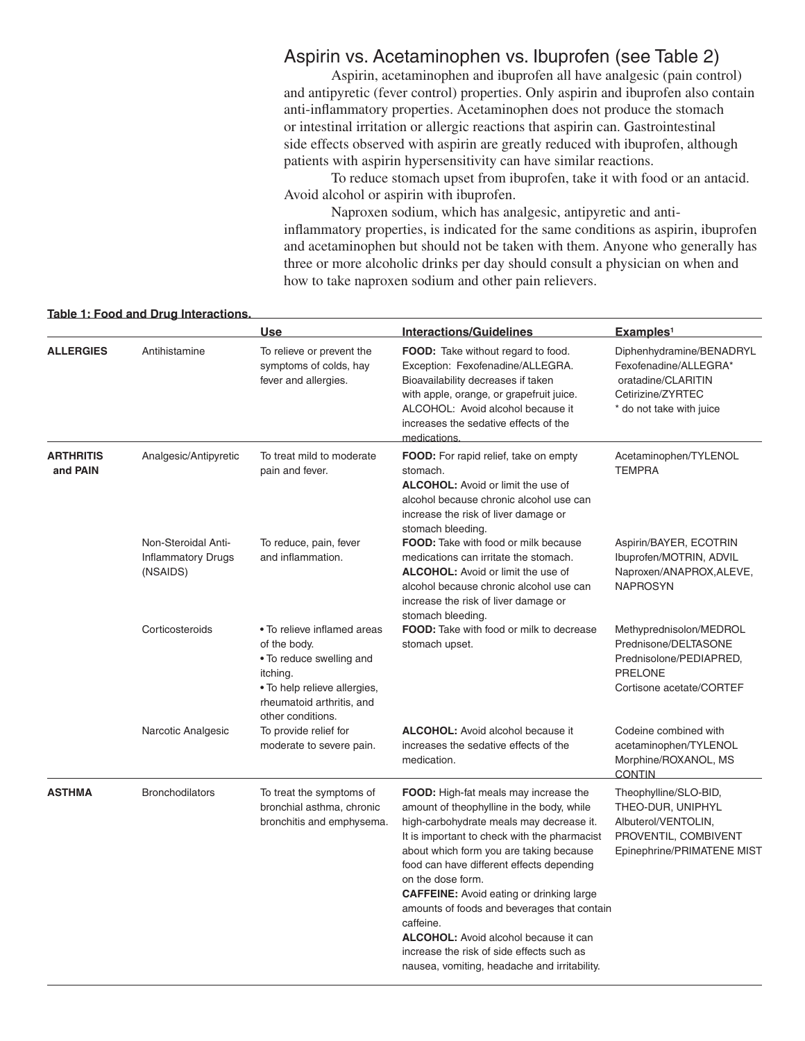## Aspirin vs. Acetaminophen vs. Ibuprofen (see Table 2)

Aspirin, acetaminophen and ibuprofen all have analgesic (pain control) and antipyretic (fever control) properties. Only aspirin and ibuprofen also contain anti-inflammatory properties. Acetaminophen does not produce the stomach or intestinal irritation or allergic reactions that aspirin can. Gastrointestinal side effects observed with aspirin are greatly reduced with ibuprofen, although patients with aspirin hypersensitivity can have similar reactions.

To reduce stomach upset from ibuprofen, take it with food or an antacid. Avoid alcohol or aspirin with ibuprofen.

Naproxen sodium, which has analgesic, antipyretic and anti-inflammatory properties, is indicated for the same conditions as aspirin, ibuprofen and acetaminophen but should not be taken with them. Anyone who generally has three or more alcoholic drinks per day should consult a physician on when and how to take naproxen sodium and other pain relievers.

**Table 1: Food and Drug Interactions.**

| | | Use | Interactions/Guidelines | Examples[1] |
|---|---|---|---|---|
| **ALLERGIES** | Antihistamine | To relieve or prevent the symptoms of colds, hay fever and allergies. | **FOOD:** Take without regard to food. Exception: Fexofenadine/ALLEGRA. Bioavailability decreases if taken with apple, orange, or grapefruit juice. ALCOHOL: Avoid alcohol because it increases the sedative effects of the medications. | Diphenhydramine/BENADRYL<br>Fexofenadine/ALLEGRA*<br>oratadine/CLARITIN<br>Cetirizine/ZYRTEC<br>* do not take with juice |
| **ARTHRITIS and PAIN** | Analgesic/Antipyretic | To treat mild to moderate pain and fever. | **FOOD:** For rapid relief, take on empty stomach.<br>**ALCOHOL:** Avoid or limit the use of alcohol because chronic alcohol use can increase the risk of liver damage or stomach bleeding. | Acetaminophen/TYLENOL<br>TEMPRA |
| | Non-Steroidal Anti-Inflammatory Drugs (NSAIDS) | To reduce, pain, fever and inflammation. | **FOOD:** Take with food or milk because medications can irritate the stomach.<br>**ALCOHOL:** Avoid or limit the use of alcohol because chronic alcohol use can increase the risk of liver damage or stomach bleeding. | Aspirin/BAYER, ECOTRIN<br>Ibuprofen/MOTRIN, ADVIL<br>Naproxen/ANAPROX,ALEVE, NAPROSYN |
| | Corticosteroids | • To relieve inflamed areas of the body.<br>• To reduce swelling and itching.<br>• To help relieve allergies, rheumatoid arthritis, and other conditions. | **FOOD:** Take with food or milk to decrease stomach upset. | Methylprednisolon/MEDROL<br>Prednisone/DELTASONE<br>Prednisolone/PEDIAPRED, PRELONE<br>Cortisone acetate/CORTEF |
| | Narcotic Analgesic | To provide relief for moderate to severe pain. | **ALCOHOL:** Avoid alcohol because it increases the sedative effects of the medication. | Codeine combined with acetaminophen/TYLENOL<br>Morphine/ROXANOL, MS CONTIN |
| **ASTHMA** | Bronchodilators | To treat the symptoms of bronchial asthma, chronic bronchitis and emphysema. | **FOOD:** High-fat meals may increase the amount of theophylline in the body, while high-carbohydrate meals may decrease it. It is important to check with the pharmacist about which form you are taking because food can have different effects depending on the dose form.<br>**CAFFEINE:** Avoid eating or drinking large amounts of foods and beverages that contain caffeine.<br>**ALCOHOL:** Avoid alcohol because it can increase the risk of side effects such as nausea, vomiting, headache and irritability. | Theophylline/SLO-BID, THEO-DUR, UNIPHYL<br>Albuterol/VENTOLIN, PROVENTIL, COMBIVENT<br>Epinephrine/PRIMATENE MIST |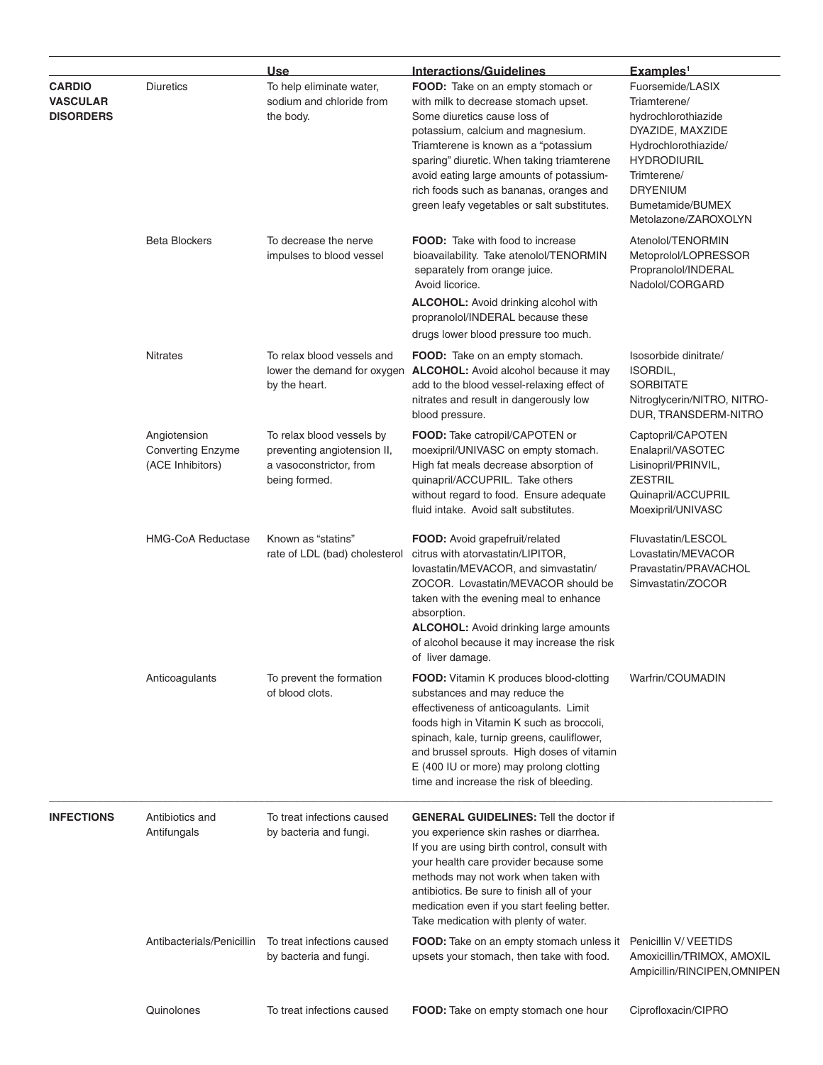| | | Use | Interactions/Guidelines | Examples[1] |
|---|---|---|---|---|
| **CARDIO VASCULAR DISORDERS** | Diuretics | To help eliminate water, sodium and chloride from the body. | **FOOD:** Take on an empty stomach or with milk to decrease stomach upset. Some diuretics cause loss of potassium, calcium and magnesium. Triamterene is known as a "potassium sparing" diuretic. When taking triamterene avoid eating large amounts of potassium-rich foods such as bananas, oranges and green leafy vegetables or salt substitutes. | Fuorsemide/LASIX<br>Triamterene/ hydrochlorothiazide DYAZIDE, MAXZIDE<br>Hydrochlorothiazide/ HYDRODIURIL<br>Trimterene/ DRYENIUM<br>Bumetamide/BUMEX<br>Metolazone/ZAROXOLYN |
| | Beta Blockers | To decrease the nerve impulses to blood vessel | **FOOD:** Take with food to increase bioavailability. Take atenolol/TENORMIN separately from orange juice. Avoid licorice.<br>**ALCOHOL:** Avoid drinking alcohol with propranolol/INDERAL because these drugs lower blood pressure too much. | Atenolol/TENORMIN<br>Metoprolol/LOPRESSOR<br>Propranolol/INDERAL<br>Nadolol/CORGARD |
| | Nitrates | To relax blood vessels and lower the demand for oxygen by the heart. | **FOOD:** Take on an empty stomach.<br>**ALCOHOL:** Avoid alcohol because it may add to the blood vessel-relaxing effect of nitrates and result in dangerously low blood pressure. | Isosorbide dinitrate/ ISORDIL, SORBITATE<br>Nitroglycerin/NITRO, NITRO-DUR, TRANSDERM-NITRO |
| | Angiotension Converting Enzyme (ACE Inhibitors) | To relax blood vessels by preventing angiotension II, a vasoconstrictor, from being formed. | **FOOD:** Take catropil/CAPOTEN or moexipril/UNIVASC on empty stomach. High fat meals decrease absorption of quinapril/ACCUPRIL. Take others without regard to food. Ensure adequate fluid intake. Avoid salt substitutes. | Captopril/CAPOTEN<br>Enalapril/VASOTEC<br>Lisinopril/PRINVIL, ZESTRIL<br>Quinapril/ACCUPRIL<br>Moexipril/UNIVASC |
| | HMG-CoA Reductase | Known as "statins" rate of LDL (bad) cholesterol | **FOOD:** Avoid grapefruit/related citrus with atorvastatin/LIPITOR, lovastatin/MEVACOR, and simvastatin/ ZOCOR. Lovastatin/MEVACOR should be taken with the evening meal to enhance absorption.<br>**ALCOHOL:** Avoid drinking large amounts of alcohol because it may increase the risk of liver damage. | Fluvastatin/LESCOL<br>Lovastatin/MEVACOR<br>Pravastatin/PRAVACHOL<br>Simvastatin/ZOCOR |
| | Anticoagulants | To prevent the formation of blood clots. | **FOOD:** Vitamin K produces blood-clotting substances and may reduce the effectiveness of anticoagulants. Limit foods high in Vitamin K such as broccoli, spinach, kale, turnip greens, cauliflower, and brussel sprouts. High doses of vitamin E (400 IU or more) may prolong clotting time and increase the risk of bleeding. | Warfrin/COUMADIN |
| **INFECTIONS** | Antibiotics and Antifungals | To treat infections caused by bacteria and fungi. | **GENERAL GUIDELINES:** Tell the doctor if you experience skin rashes or diarrhea. If you are using birth control, consult with your health care provider because some methods may not work when taken with antibiotics. Be sure to finish all of your medication even if you start feeling better. Take medication with plenty of water. | |
| | Antibacterials/Penicillin | To treat infections caused by bacteria and fungi. | **FOOD:** Take on an empty stomach unless it upsets your stomach, then take with food. | Penicillin V/ VEETIDS<br>Amoxicillin/TRIMOX, AMOXIL<br>Ampicillin/RINCIPEN,OMNIPEN |
| | Quinolones | To treat infections caused | **FOOD:** Take on empty stomach one hour | Ciprofloxacin/CIPRO |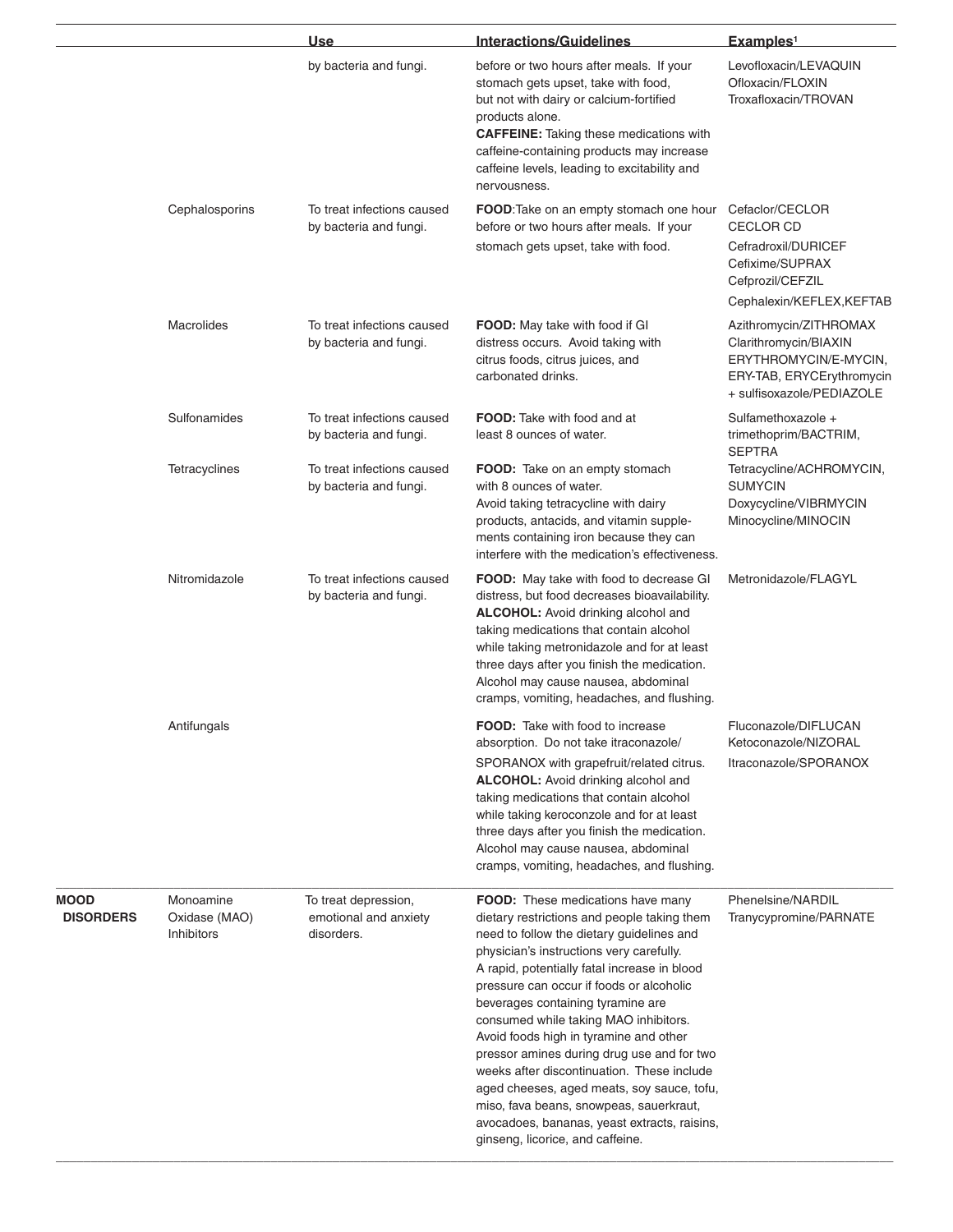| | | Use | Interactions/Guidelines | Examples[1] |
|---|---|---|---|---|
| | | by bacteria and fungi. | before or two hours after meals. If your stomach gets upset, take with food, but not with dairy or calcium-fortified products alone. **CAFFEINE:** Taking these medications with caffeine-containing products may increase caffeine levels, leading to excitability and nervousness. | Levofloxacin/LEVAQUIN Ofloxacin/FLOXIN Troxafloxacin/TROVAN |
| | Cephalosporins | To treat infections caused by bacteria and fungi. | **FOOD**:Take on an empty stomach one hour before or two hours after meals. If your stomach gets upset, take with food. | Cefaclor/CECLOR CECLOR CD Cefradroxil/DURICEF Cefixime/SUPRAX Cefprozil/CEFZIL Cephalexin/KEFLEX,KEFTAB |
| | Macrolides | To treat infections caused by bacteria and fungi. | **FOOD:** May take with food if GI distress occurs. Avoid taking with citrus foods, citrus juices, and carbonated drinks. | Azithromycin/ZITHROMAX Clarithromycin/BIAXIN ERYTHROMYCIN/E-MYCIN, ERY-TAB, ERYCErythromycin + sulfisoxazole/PEDIAZOLE |
| | Sulfonamides | To treat infections caused by bacteria and fungi. | **FOOD:** Take with food and at least 8 ounces of water. | Sulfamethoxazole + trimethoprim/BACTRIM, SEPTRA |
| | Tetracyclines | To treat infections caused by bacteria and fungi. | **FOOD:** Take on an empty stomach with 8 ounces of water. Avoid taking tetracycline with dairy products, antacids, and vitamin supplements containing iron because they can interfere with the medication's effectiveness. | Tetracycline/ACHROMYCIN, SUMYCIN Doxycycline/VIBRMYCIN Minocycline/MINOCIN |
| | Nitromidazole | To treat infections caused by bacteria and fungi. | **FOOD:** May take with food to decrease GI distress, but food decreases bioavailability. **ALCOHOL:** Avoid drinking alcohol and taking medications that contain alcohol while taking metronidazole and for at least three days after you finish the medication. Alcohol may cause nausea, abdominal cramps, vomiting, headaches, and flushing. | Metronidazole/FLAGYL |
| | Antifungals | | **FOOD:** Take with food to increase absorption. Do not take itraconazole/ SPORANOX with grapefruit/related citrus. **ALCOHOL:** Avoid drinking alcohol and taking medications that contain alcohol while taking keroconzole and for at least three days after you finish the medication. Alcohol may cause nausea, abdominal cramps, vomiting, headaches, and flushing. | Fluconazole/DIFLUCAN Ketoconazole/NIZORAL Itraconazole/SPORANOX |
| **MOOD DISORDERS** | Monoamine Oxidase (MAO) Inhibitors | To treat depression, emotional and anxiety disorders. | **FOOD:** These medications have many dietary restrictions and people taking them need to follow the dietary guidelines and physician's instructions very carefully. A rapid, potentially fatal increase in blood pressure can occur if foods or alcoholic beverages containing tyramine are consumed while taking MAO inhibitors. Avoid foods high in tyramine and other pressor amines during drug use and for two weeks after discontinuation. These include aged cheeses, aged meats, soy sauce, tofu, miso, fava beans, snowpeas, sauerkraut, avocadoes, bananas, yeast extracts, raisins, ginseng, licorice, and caffeine. | Phenelsine/NARDIL Tranycypromine/PARNATE |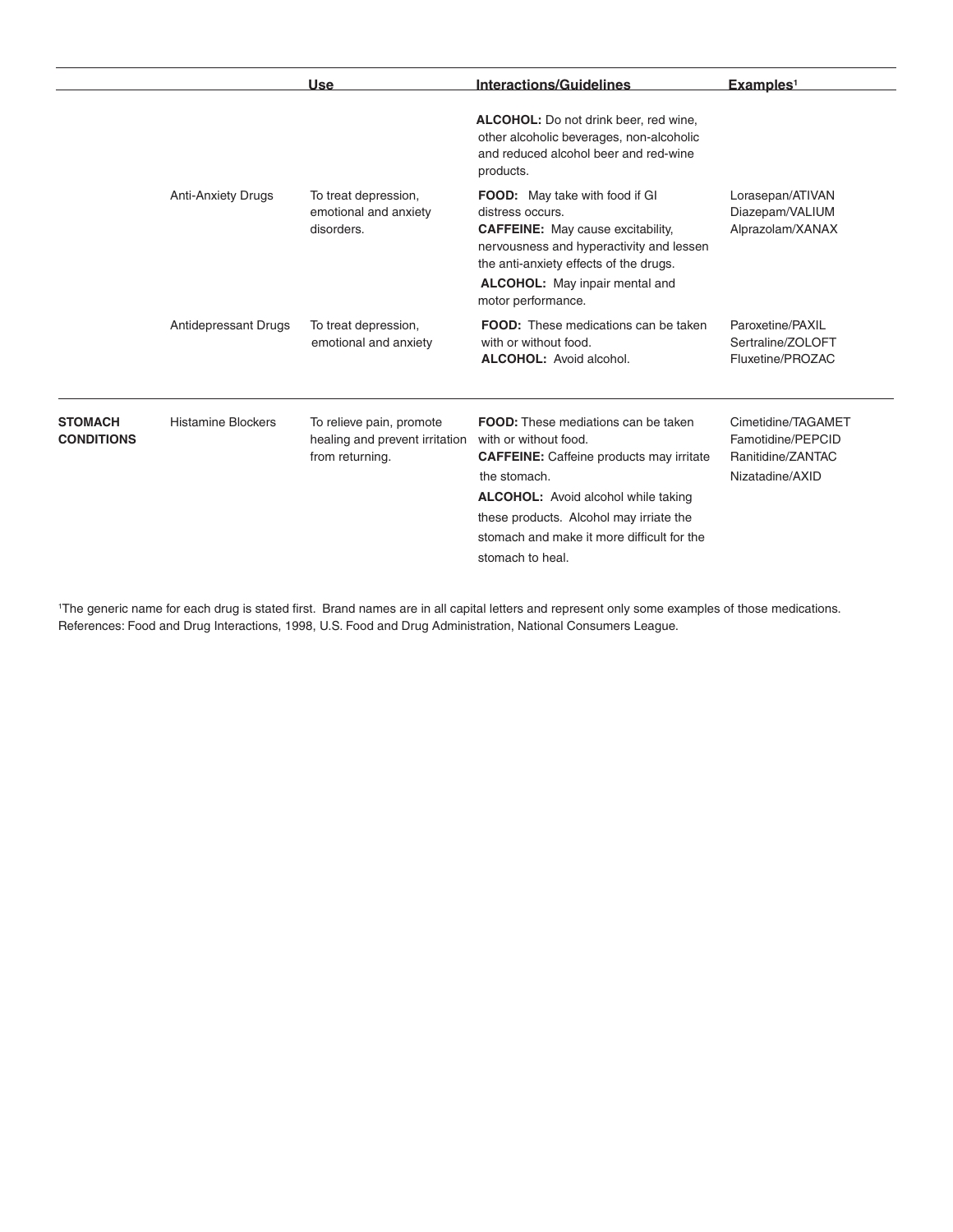| | | Use | Interactions/Guidelines | Examples[1] |
|---|---|---|---|---|
| | | | **ALCOHOL:** Do not drink beer, red wine, other alcoholic beverages, non-alcoholic and reduced alcohol beer and red-wine products. | |
| | Anti-Anxiety Drugs | To treat depression, emotional and anxiety disorders. | **FOOD:** May take with food if GI distress occurs. **CAFFEINE:** May cause excitability, nervousness and hyperactivity and lessen the anti-anxiety effects of the drugs. **ALCOHOL:** May inpair mental and motor performance. | Lorasepan/ATIVAN Diazepam/VALIUM Alprazolam/XANAX |
| | Antidepressant Drugs | To treat depression, emotional and anxiety | **FOOD:** These medications can be taken with or without food. **ALCOHOL:** Avoid alcohol. | Paroxetine/PAXIL Sertraline/ZOLOFT Fluxetine/PROZAC |
| **STOMACH CONDITIONS** | Histamine Blockers | To relieve pain, promote healing and prevent irritation from returning. | **FOOD:** These mediations can be taken with or without food. **CAFFEINE:** Caffeine products may irritate the stomach. **ALCOHOL:** Avoid alcohol while taking these products. Alcohol may irriate the stomach and make it more difficult for the stomach to heal. | Cimetidine/TAGAMET Famotidine/PEPCID Ranitidine/ZANTAC Nizatadine/AXID |

[1]The generic name for each drug is stated first. Brand names are in all capital letters and represent only some examples of those medications.
References: Food and Drug Interactions, 1998, U.S. Food and Drug Administration, National Consumers League.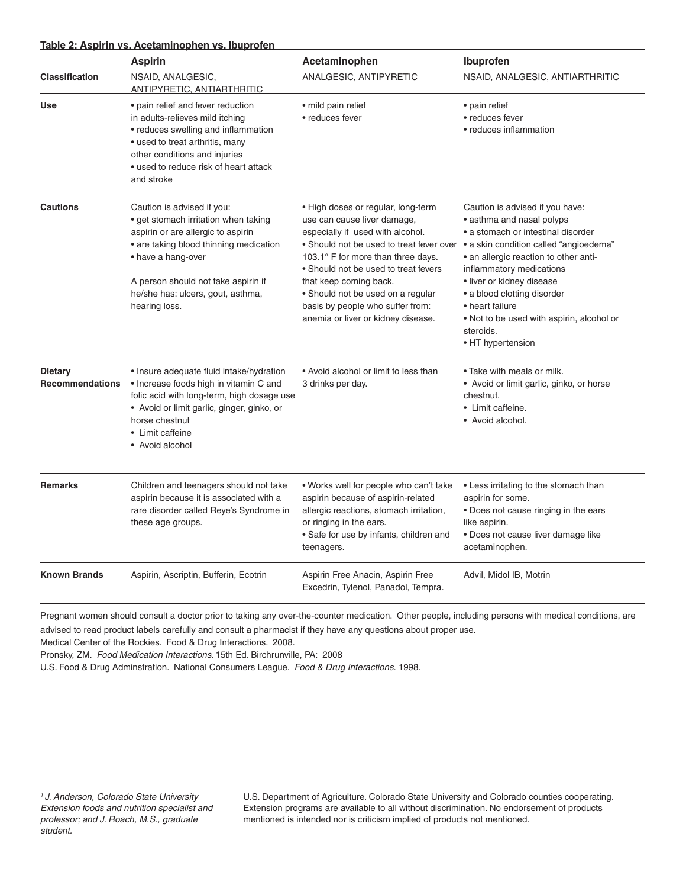**Table 2: Aspirin vs. Acetaminophen vs. Ibuprofen**

| | Aspirin | Acetaminophen | Ibuprofen |
|---|---|---|---|
| **Classification** | NSAID, ANALGESIC, ANTIPYRETIC, ANTIARTHRITIC | ANALGESIC, ANTIPYRETIC | NSAID, ANALGESIC, ANTIARTHRITIC |
| **Use** | • pain relief and fever reduction in adults-relieves mild itching<br>• reduces swelling and inflammation<br>• used to treat arthritis, many other conditions and injuries<br>• used to reduce risk of heart attack and stroke | • mild pain relief<br>• reduces fever | • pain relief<br>• reduces fever<br>• reduces inflammation |
| **Cautions** | Caution is advised if you:<br>• get stomach irritation when taking aspirin or are allergic to aspirin<br>• are taking blood thinning medication<br>• have a hang-over<br><br>A person should not take aspirin if he/she has: ulcers, gout, asthma, hearing loss. | • High doses or regular, long-term use can cause liver damage, especially if used with alcohol.<br>• Should not be used to treat fever over 103.1° F for more than three days.<br>• Should not be used to treat fevers that keep coming back.<br>• Should not be used on a regular basis by people who suffer from: anemia or liver or kidney disease. | Caution is advised if you have:<br>• asthma and nasal polyps<br>• a stomach or intestinal disorder<br>• a skin condition called "angioedema"<br>• an allergic reaction to other anti-inflammatory medications<br>• liver or kidney disease<br>• a blood clotting disorder<br>• heart failure<br>• Not to be used with aspirin, alcohol or steroids.<br>• HT hypertension |
| **Dietary Recommendations** | • Insure adequate fluid intake/hydration<br>• Increase foods high in vitamin C and folic acid with long-term, high dosage use<br>• Avoid or limit garlic, ginger, ginko, or horse chestnut<br>• Limit caffeine<br>• Avoid alcohol | • Avoid alcohol or limit to less than 3 drinks per day. | • Take with meals or milk.<br>• Avoid or limit garlic, ginko, or horse chestnut.<br>• Limit caffeine.<br>• Avoid alcohol. |
| **Remarks** | Children and teenagers should not take aspirin because it is associated with a rare disorder called Reye's Syndrome in these age groups. | • Works well for people who can't take aspirin because of aspirin-related allergic reactions, stomach irritation, or ringing in the ears.<br>• Safe for use by infants, children and teenagers. | • Less irritating to the stomach than aspirin for some.<br>• Does not cause ringing in the ears like aspirin.<br>• Does not cause liver damage like acetaminophen. |
| **Known Brands** | Aspirin, Ascriptin, Bufferin, Ecotrin | Aspirin Free Anacin, Aspirin Free Excedrin, Tylenol, Panadol, Tempra. | Advil, Midol IB, Motrin |

Pregnant women should consult a doctor prior to taking any over-the-counter medication. Other people, including persons with medical conditions, are advised to read product labels carefully and consult a pharmacist if they have any questions about proper use.

Medical Center of the Rockies. Food & Drug Interactions. 2008.

Pronsky, ZM. *Food Medication Interactions.* 15th Ed. Birchrunville, PA: 2008

U.S. Food & Drug Adminstration. National Consumers League. *Food & Drug Interactions.* 1998.

*[1] J. Anderson, Colorado State University Extension foods and nutrition specialist and professor; and J. Roach, M.S., graduate student.*

U.S. Department of Agriculture. Colorado State University and Colorado counties cooperating. Extension programs are available to all without discrimination. No endorsement of products mentioned is intended nor is criticism implied of products not mentioned.